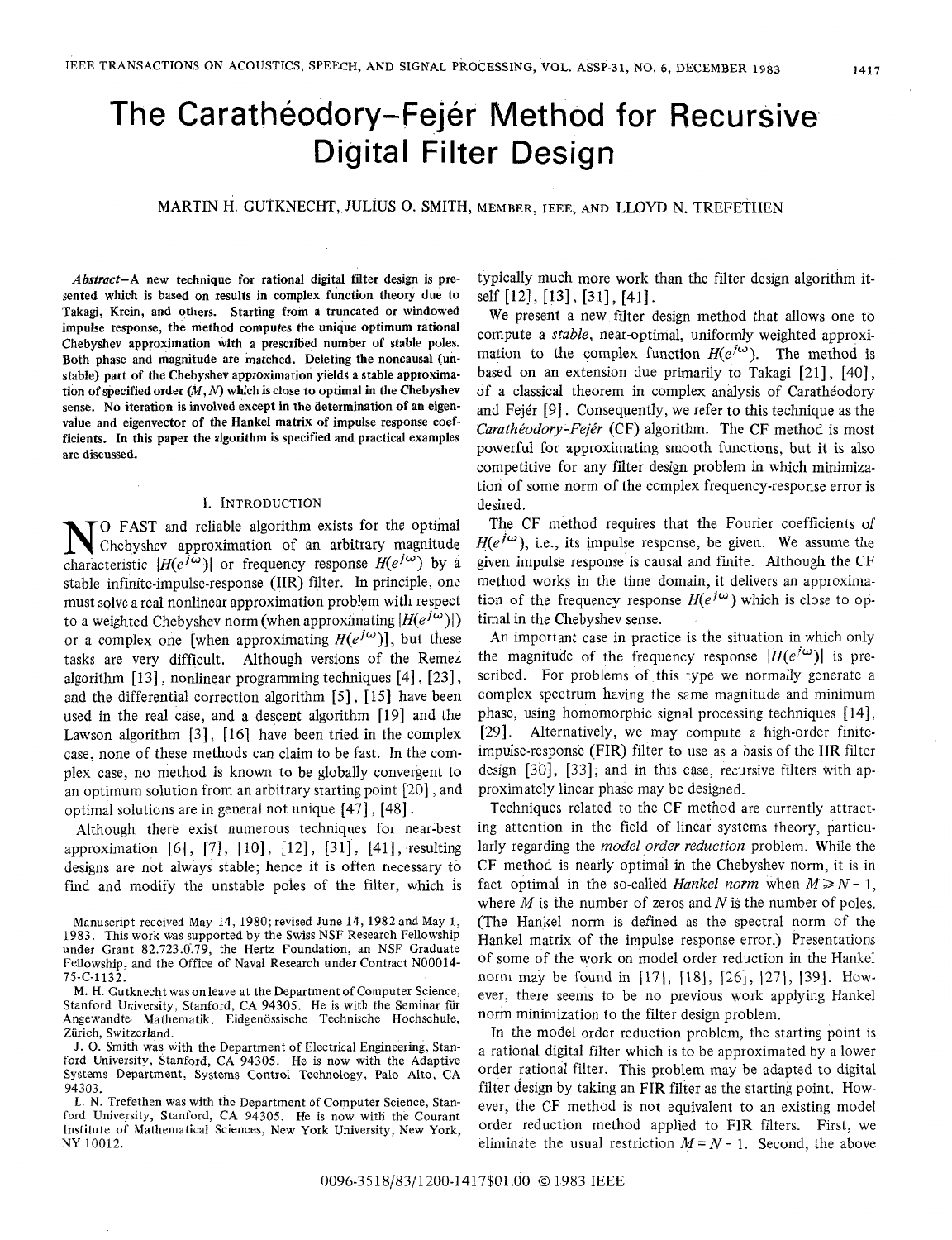# The Carathéodory–Fejér Method for Recursive Digital Filter Design

MARTIN H. GUTKNECHT, JULIUS O. SMITH, MEMBER, IEEE, AND LLOYD N. TREFETHEN

***Abstract*—A new technique for rational digital filter design is presented which is based on results in complex function theory due to Takagi, Krein, and others. Starting from a truncated or windowed impulse response, the method computes the unique optimum rational Chebyshev approximation with a prescribed number of stable poles. Both phase and magnitude are matched. Deleting the noncausal (unstable) part of the Chebyshev approximation yields a stable approximation of specified order $(M, N)$ which is close to optimal in the Chebyshev sense. No iteration is involved except in the determination of an eigenvalue and eigenvector of the Hankel matrix of impulse response coefficients. In this paper the algorithm is specified and practical examples are discussed.**

## I. INTRODUCTION

NO FAST and reliable algorithm exists for the optimal Chebyshev approximation of an arbitrary magnitude characteristic $|H(e^{j\omega})|$ or frequency response $H(e^{j\omega})$ by a stable infinite-impulse-response (IIR) filter. In principle, one must solve a real nonlinear approximation problem with respect to a weighted Chebyshev norm (when approximating $|H(e^{j\omega})|$) or a complex one [when approximating $H(e^{j\omega})$], but these tasks are very difficult. Although versions of the Remez algorithm [13], nonlinear programming techniques [4], [23], and the differential correction algorithm [5], [15] have been used in the real case, and a descent algorithm [19] and the Lawson algorithm [3], [16] have been tried in the complex case, none of these methods can claim to be fast. In the complex case, no method is known to be globally convergent to an optimum solution from an arbitrary starting point [20], and optimal solutions are in general not unique [47], [48].

Although there exist numerous techniques for near-best approximation [6], [7], [10], [12], [31], [41], resulting designs are not always stable; hence it is often necessary to find and modify the unstable poles of the filter, which is typically much more work than the filter design algorithm itself [12], [13], [31], [41].

We present a new filter design method that allows one to compute a *stable*, near-optimal, uniformly weighted approximation to the complex function $H(e^{j\omega})$. The method is based on an extension due primarily to Takagi [21], [40], of a classical theorem in complex analysis of Carathéodory and Fejér [9]. Consequently, we refer to this technique as the *Carathéodory-Fejér* (CF) algorithm. The CF method is most powerful for approximating smooth functions, but it is also competitive for any filter design problem in which minimization of some norm of the complex frequency-response error is desired.

The CF method requires that the Fourier coefficients of $H(e^{j\omega})$, i.e., its impulse response, be given. We assume the given impulse response is causal and finite. Although the CF method works in the time domain, it delivers an approximation of the frequency response $H(e^{j\omega})$ which is close to optimal in the Chebyshev sense.

An important case in practice is the situation in which only the magnitude of the frequency response $|H(e^{j\omega})|$ is prescribed. For problems of this type we normally generate a complex spectrum having the same magnitude and minimum phase, using homomorphic signal processing techniques [14], [29]. Alternatively, we may compute a high-order finite-impulse-response (FIR) filter to use as a basis of the IIR filter design [30], [33], and in this case, recursive filters with approximately linear phase may be designed.

Techniques related to the CF method are currently attracting attention in the field of linear systems theory, particularly regarding the *model order reduction* problem. While the CF method is nearly optimal in the Chebyshev norm, it is in fact optimal in the so-called *Hankel norm* when $M \geqslant N - 1$, where $M$ is the number of zeros and $N$ is the number of poles. (The Hankel norm is defined as the spectral norm of the Hankel matrix of the impulse response error.) Presentations of some of the work on model order reduction in the Hankel norm may be found in [17], [18], [26], [27], [39]. However, there seems to be no previous work applying Hankel norm minimization to the filter design problem.

In the model order reduction problem, the starting point is a rational digital filter which is to be approximated by a lower order rational filter. This problem may be adapted to digital filter design by taking an FIR filter as the starting point. However, the CF method is not equivalent to an existing model order reduction method applied to FIR filters. First, we eliminate the usual restriction $M = N - 1$. Second, the above

---

Manuscript received May 14, 1980; revised June 14, 1982 and May 1, 1983. This work was supported by the Swiss NSF Research Fellowship under Grant 82.723.0.79, the Hertz Foundation, an NSF Graduate Fellowship, and the Office of Naval Research under Contract N00014-75-C-1132.

M. H. Gutknecht was on leave at the Department of Computer Science, Stanford University, Stanford, CA 94305. He is with the Seminar für Angewandte Mathematik, Eidgenössische Technische Hochschule, Zürich, Switzerland.

J. O. Smith was with the Department of Electrical Engineering, Stanford University, Stanford, CA 94305. He is now with the Adaptive Systems Department, Systems Control Technology, Palo Alto, CA 94303.

L. N. Trefethen was with the Department of Computer Science, Stanford University, Stanford, CA 94305. He is now with the Courant Institute of Mathematical Sciences, New York University, New York, NY 10012.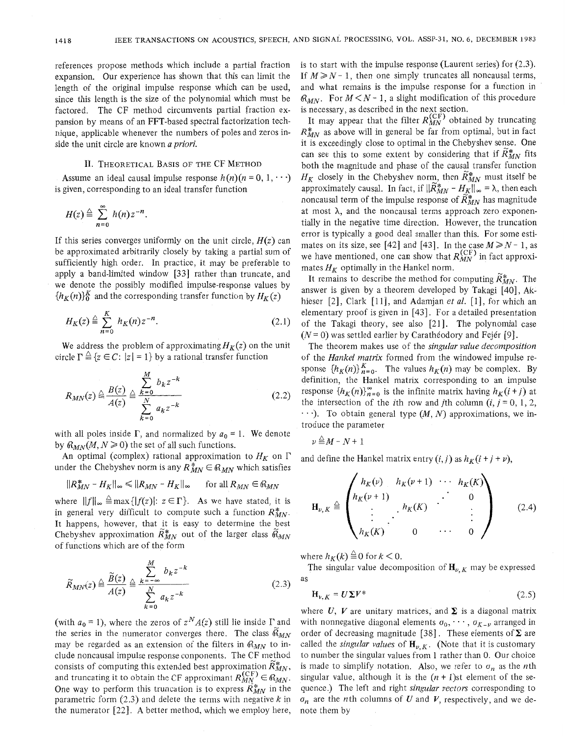references propose methods which include a partial fraction expansion. Our experience has shown that this can limit the length of the original impulse response which can be used, since this length is the size of the polynomial which must be factored. The CF method circumvents partial fraction expansion by means of an FFT-based spectral factorization technique, applicable whenever the numbers of poles and zeros inside the unit circle are known *a priori*.

## II. Theoretical Basis of the CF Method

Assume an ideal causal impulse response $h(n)(n = 0, 1, \cdots)$ is given, corresponding to an ideal transfer function

$$H(z) \triangleq \sum_{n=0}^{\infty} h(n) z^{-n}.$$

If this series converges uniformly on the unit circle, $H(z)$ can be approximated arbitrarily closely by taking a partial sum of sufficiently high order. In practice, it may be preferable to apply a band-limited window [33] rather than truncate, and we denote the possibly modified impulse-response values by $\{h_K(n)\}_0^K$ and the corresponding transfer function by $H_K(z)$

$$H_K(z) \triangleq \sum_{n=0}^{K} h_K(n) z^{-n}. \tag{2.1}$$

We address the problem of approximating $H_K(z)$ on the unit circle $\Gamma \triangleq \{z \in C: |z| = 1\}$ by a rational transfer function

$$R_{MN}(z) \triangleq \frac{B(z)}{A(z)} \triangleq \frac{\sum_{k=0}^{M} b_k z^{-k}}{\sum_{k=0}^{N} a_k z^{-k}} \tag{2.2}$$

with all poles inside $\Gamma$, and normalized by $a_0 = 1$. We denote by $\mathcal{R}_{MN}(M, N \geq 0)$ the set of all such functions.

An optimal (complex) rational approximation to $H_K$ on $\Gamma$ under the Chebyshev norm is any $R_{MN}^* \in \mathcal{R}_{MN}$ which satisfies

$$\|R_{MN}^* - H_K\|_\infty \leq \|R_{MN} - H_K\|_\infty \quad \text{for all } R_{MN} \in \mathcal{R}_{MN}$$

where $\|f\|_\infty \triangleq \max\{|f(z)|: z \in \Gamma\}$. As we have stated, it is in general very difficult to compute such a function $R_{MN}^*$. It happens, however, that it is easy to determine the best Chebyshev approximation $\tilde{R}_{MN}^*$ out of the larger class $\tilde{\mathcal{R}}_{MN}$ of functions which are of the form

$$\tilde{R}_{MN}(z) \triangleq \frac{\tilde{B}(z)}{A(z)} \triangleq \frac{\sum_{k=-\infty}^{M} b_k z^{-k}}{\sum_{k=0}^{N} a_k z^{-k}} \tag{2.3}$$

(with $a_0 = 1$), where the zeros of $z^N A(z)$ still lie inside $\Gamma$ and the series in the numerator converges there. The class $\tilde{\mathcal{R}}_{MN}$ may be regarded as an extension of the filters in $\mathcal{R}_{MN}$ to include noncausal impulse response components. The CF method consists of computing this extended best approximation $\tilde{R}_{MN}^*$, and truncating it to obtain the CF approximant $R_{MN}^{(CF)} \in \mathcal{R}_{MN}$. One way to perform this truncation is to express $\tilde{R}_{MN}^*$ in the parametric form (2.3) and delete the terms with negative $k$ in the numerator [22]. A better method, which we employ here, is to start with the impulse response (Laurent series) for (2.3). If $M \geq N - 1$, then one simply truncates all noncausal terms, and what remains is the impulse response for a function in $\mathcal{R}_{MN}$. For $M < N - 1$, a slight modification of this procedure is necessary, as described in the next section.

It may appear that the filter $R_{MN}^{(CF)}$ obtained by truncating $\tilde{R}_{MN}^*$ as above will in general be far from optimal, but in fact it is exceedingly close to optimal in the Chebyshev sense. One can see this to some extent by considering that if $\tilde{R}_{MN}^*$ fits both the magnitude and phase of the causal transfer function $H_K$ closely in the Chebyshev norm, then $\tilde{R}_{MN}^*$ must itself be approximately causal. In fact, if $\|\tilde{R}_{MN}^* - H_K\|_\infty = \lambda$, then each noncausal term of the impulse response of $\tilde{R}_{MN}^*$ has magnitude at most $\lambda$, and the noncausal terms approach zero exponentially in the negative time direction. However, the truncation error is typically a good deal smaller than this. For some estimates on its size, see [42] and [43]. In the case $M \geq N - 1$, as we have mentioned, one can show that $R_{MN}^{(CF)}$ in fact approximates $H_K$ optimally in the Hankel norm.

It remains to describe the method for computing $\tilde{R}_{MN}^*$. The answer is given by a theorem developed by Takagi [40], Akhieser [2], Clark [11], and Adamjan *et al.* [1], for which an elementary proof is given in [43]. For a detailed presentation of the Takagi theory, see also [21]. The polynomial case ($N = 0$) was settled earlier by Carathéodory and Fejér [9].

The theorem makes use of the *singular value decomposition* of the *Hankel matrix* formed from the windowed impulse response $\{h_K(n)\}_{n=0}^K$. The values $h_K(n)$ may be complex. By definition, the Hankel matrix corresponding to an impulse response $\{h_K(n)\}_{n=0}^\infty$ is the infinite matrix having $h_K(i + j)$ at the intersection of the $i$th row and $j$th column ($i, j = 0, 1, 2, \cdots$). To obtain general type $(M, N)$ approximations, we introduce the parameter

$$\nu \triangleq M - N + 1$$

and define the Hankel matrix entry $(i, j)$ as $h_K(i + j + \nu)$,

$$\mathbf{H}_{\nu,K} \triangleq \begin{pmatrix} h_K(\nu) & h_K(\nu+1) & \cdots & h_K(K) \\ h_K(\nu+1) & & \cdot^{\cdot^{\cdot}} & 0 \\ \vdots & \cdot^{\cdot^{\cdot}} \; h_K(K) & \cdot^{\cdot^{\cdot}} & \vdots \\ h_K(K) & 0 & \cdots & 0 \end{pmatrix} \tag{2.4}$$

where $h_K(k) \triangleq 0$ for $k < 0$.

The singular value decomposition of $\mathbf{H}_{\nu,K}$ may be expressed as

$$\mathbf{H}_{\nu,K} = U \Sigma V^* \tag{2.5}$$

where $U$, $V$ are unitary matrices, and $\Sigma$ is a diagonal matrix with nonnegative diagonal elements $\sigma_0, \cdots, \sigma_{K-\nu}$ arranged in order of decreasing magnitude [38]. These elements of $\Sigma$ are called the *singular values* of $\mathbf{H}_{\nu,K}$. (Note that it is customary to number the singular values from 1 rather than 0. Our choice is made to simplify notation. Also, we refer to $\sigma_n$ as the $n$th singular value, although it is the $(n + 1)$st element of the sequence.) The left and right *singular vectors* corresponding to $\sigma_n$ are the $n$th columns of $U$ and $V$, respectively, and we denote them by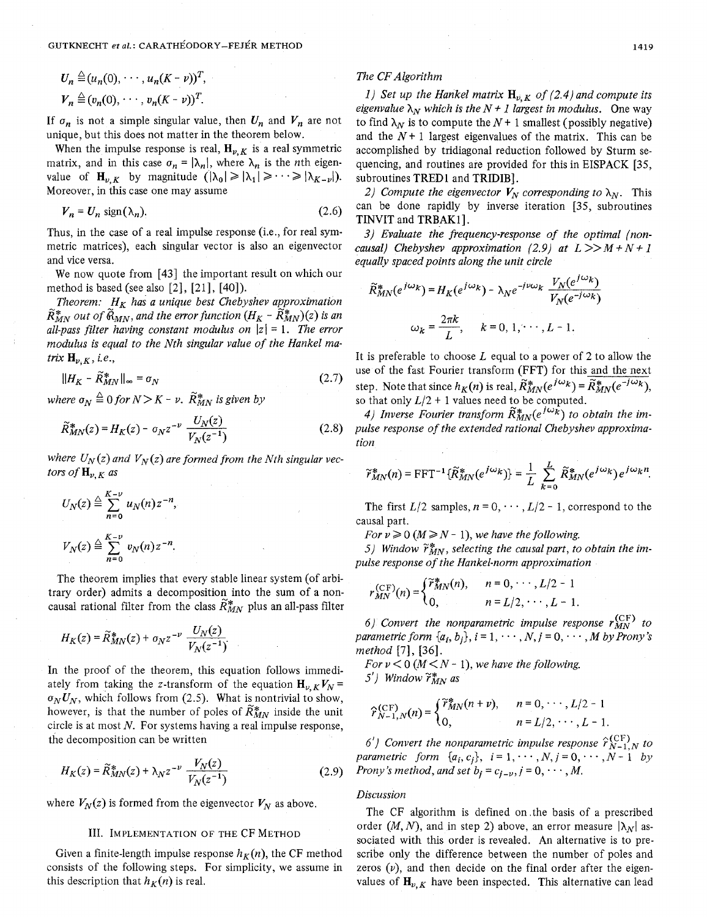$$U_n \triangleq (u_n(0), \cdots, u_n(K-\nu))^T,$$

$$V_n \triangleq (v_n(0), \cdots, v_n(K-\nu))^T.$$

If $\sigma_n$ is not a simple singular value, then $U_n$ and $V_n$ are not unique, but this does not matter in the theorem below.

When the impulse response is real, $\mathbf{H}_{\nu,K}$ is a real symmetric matrix, and in this case $\sigma_n = |\lambda_n|$, where $\lambda_n$ is the $n$th eigenvalue of $\mathbf{H}_{\nu,K}$ by magnitude ($|\lambda_0| \geqslant |\lambda_1| \geqslant \cdots \geqslant |\lambda_{K-\nu}|$). Moreover, in this case one may assume

$$V_n = U_n \operatorname{sign}(\lambda_n). \tag{2.6}$$

Thus, in the case of a real impulse response (i.e., for real symmetric matrices), each singular vector is also an eigenvector and vice versa.

We now quote from [43] the important result on which our method is based (see also [2], [21], [40]).

*Theorem: $H_K$ has a unique best Chebyshev approximation $\tilde{R}^*_{MN}$ out of $\tilde{\mathcal{R}}_{MN}$, and the error function $(H_K - \tilde{R}^*_{MN})(z)$ is an all-pass filter having constant modulus on $|z| = 1$. The error modulus is equal to the $N$th singular value of the Hankel matrix $\mathbf{H}_{\nu,K}$, i.e.,*

$$\|H_K - \tilde{R}^*_{MN}\|_\infty = \sigma_N \tag{2.7}$$

*where $\sigma_N \triangleq 0$ for $N > K - \nu$. $\tilde{R}^*_{MN}$ is given by*

$$\tilde{R}^*_{MN}(z) = H_K(z) - \sigma_N z^{-\nu} \frac{U_N(z)}{V_N(z^{-1})} \tag{2.8}$$

*where $U_N(z)$ and $V_N(z)$ are formed from the $N$th singular vectors of $\mathbf{H}_{\nu,K}$ as*

$$U_N(z) \triangleq \sum_{n=0}^{K-\nu} u_N(n) z^{-n},$$

$$V_N(z) \triangleq \sum_{n=0}^{K-\nu} v_N(n) z^{-n}.$$

The theorem implies that every stable linear system (of arbitrary order) admits a decomposition into the sum of a noncausal rational filter from the class $\tilde{R}^*_{MN}$ plus an all-pass filter

$$H_K(z) = \tilde{R}^*_{MN}(z) + \sigma_N z^{-\nu} \frac{U_N(z)}{V_N(z^{-1})}.$$

In the proof of the theorem, this equation follows immediately from taking the $z$-transform of the equation $\mathbf{H}_{\nu,K} V_N = \sigma_N U_N$, which follows from (2.5). What is nontrivial to show, however, is that the number of poles of $\tilde{R}^*_{MN}$ inside the unit circle is at most $N$. For systems having a real impulse response, the decomposition can be written

$$H_K(z) = \tilde{R}^*_{MN}(z) + \lambda_N z^{-\nu} \frac{V_N(z)}{V_N(z^{-1})} \tag{2.9}$$

where $V_N(z)$ is formed from the eigenvector $V_N$ as above.

## III. Implementation of the CF Method

Given a finite-length impulse response $h_K(n)$, the CF method consists of the following steps. For simplicity, we assume in this description that $h_K(n)$ is real.

*The CF Algorithm*

1) *Set up the Hankel matrix $\mathbf{H}_{\nu,K}$ of (2.4) and compute its eigenvalue $\lambda_N$ which is the $N+1$ largest in modulus.* One way to find $\lambda_N$ is to compute the $N+1$ smallest (possibly negative) and the $N+1$ largest eigenvalues of the matrix. This can be accomplished by tridiagonal reduction followed by Sturm sequencing, and routines are provided for this in EISPACK [35, subroutines TRED1 and TRIDIB].

2) *Compute the eigenvector $V_N$ corresponding to $\lambda_N$.* This can be done rapidly by inverse iteration [35, subroutines TINVIT and TRBAK1].

3) *Evaluate the frequency-response of the optimal (noncausal) Chebyshev approximation (2.9) at $L \gg M+N+1$ equally spaced points along the unit circle*

$$\tilde{R}^*_{MN}(e^{j\omega_k}) = H_K(e^{j\omega_k}) - \lambda_N e^{-j\nu\omega_k} \frac{V_N(e^{j\omega_k})}{V_N(e^{-j\omega_k})}$$

$$\omega_k = \frac{2\pi k}{L}, \qquad k = 0, 1, \cdots, L-1.$$

It is preferable to choose $L$ equal to a power of 2 to allow the use of the fast Fourier transform (FFT) for this and the next step. Note that since $h_K(n)$ is real, $\tilde{R}^*_{MN}(e^{j\omega_k}) = \tilde{R}^*_{MN}(e^{-j\omega_k})$, so that only $L/2+1$ values need to be computed.

4) *Inverse Fourier transform $\tilde{R}^*_{MN}(e^{j\omega_k})$ to obtain the impulse response of the extended rational Chebyshev approximation*

$$\tilde{r}^*_{MN}(n) = \text{FFT}^{-1}\{\tilde{R}^*_{MN}(e^{j\omega_k})\} = \frac{1}{L} \sum_{k=0}^{L} \tilde{R}^*_{MN}(e^{j\omega_k}) e^{j\omega_k n}.$$

The first $L/2$ samples, $n = 0, \cdots, L/2 - 1$, correspond to the causal part.

For $\nu \geqslant 0$ ($M \geqslant N-1$), *we have the following.*

5) *Window $\tilde{r}^*_{MN}$, selecting the causal part, to obtain the impulse response of the Hankel-norm approximation*

$$r^{(\text{CF})}_{MN}(n) = \begin{cases} \tilde{r}^*_{MN}(n), & n = 0, \cdots, L/2 - 1 \\ 0, & n = L/2, \cdots, L-1. \end{cases}$$

6) *Convert the nonparametric impulse response $r^{(\text{CF})}_{MN}$ to parametric form $\{a_i, b_j\}$, $i = 1, \cdots, N$, $j = 0, \cdots, M$ by Prony's method* [7], [36].

*For $\nu < 0$ ($M < N-1$), we have the following.*

5') *Window $\tilde{r}^*_{MN}$ as*

$$\hat{r}^{(\text{CF})}_{N-1,N}(n) = \begin{cases} \tilde{r}^*_{MN}(n+\nu), & n = 0, \cdots, L/2 - 1 \\ 0, & n = L/2, \cdots, L-1. \end{cases}$$

6') *Convert the nonparametric impulse response $\hat{r}^{(\text{CF})}_{N-1,N}$ to parametric form $\{a_i, c_j\}$, $i = 1, \cdots, N$, $j = 0, \cdots, N-1$ by Prony's method, and set $b_j = c_{j-\nu}$, $j = 0, \cdots, M$.*

*Discussion*

The CF algorithm is defined on the basis of a prescribed order $(M, N)$, and in step 2) above, an error measure $|\lambda_N|$ associated with this order is revealed. An alternative is to prescribe only the difference between the number of poles and zeros ($\nu$), and then decide on the final order after the eigenvalues of $\mathbf{H}_{\nu,K}$ have been inspected. This alternative can lead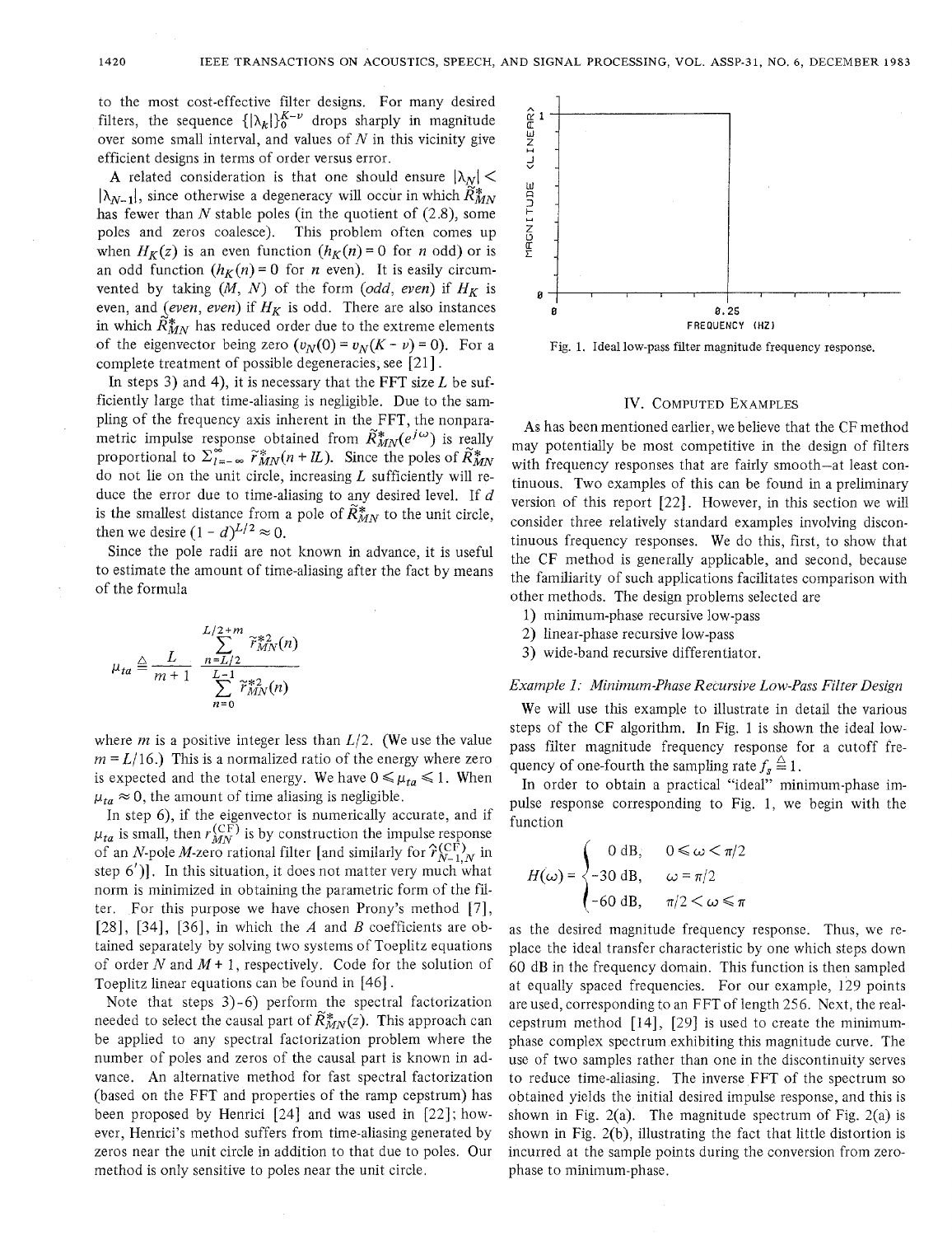to the most cost-effective filter designs. For many desired filters, the sequence $\{|\lambda_k|\}_0^{K-\nu}$ drops sharply in magnitude over some small interval, and values of $N$ in this vicinity give efficient designs in terms of order versus error.

A related consideration is that one should ensure $|\lambda_N| < |\lambda_{N-1}|$, since otherwise a degeneracy will occur in which $\tilde{R}_{MN}^*$ has fewer than $N$ stable poles (in the quotient of (2.8), some poles and zeros coalesce). This problem often comes up when $H_K(z)$ is an even function ($h_K(n) = 0$ for $n$ odd) or is an odd function ($h_K(n) = 0$ for $n$ even). It is easily circumvented by taking $(M, N)$ of the form $(odd, even)$ if $H_K$ is even, and $(even, even)$ if $H_K$ is odd. There are also instances in which $\tilde{R}_{MN}^*$ has reduced order due to the extreme elements of the eigenvector being zero ($v_N(0) = v_N(K - \nu) = 0$). For a complete treatment of possible degeneracies, see [21].

In steps 3) and 4), it is necessary that the FFT size $L$ be sufficiently large that time-aliasing is negligible. Due to the sampling of the frequency axis inherent in the FFT, the nonparametric impulse response obtained from $\tilde{R}_{MN}^*(e^{j\omega})$ is really proportional to $\sum_{l=-\infty}^{\infty} \tilde{r}_{MN}^*(n + lL)$. Since the poles of $\tilde{R}_{MN}^*$ do not lie on the unit circle, increasing $L$ sufficiently will reduce the error due to time-aliasing to any desired level. If $d$ is the smallest distance from a pole of $\tilde{R}_{MN}^*$ to the unit circle, then we desire $(1 - d)^{L/2} \approx 0$.

Since the pole radii are not known in advance, it is useful to estimate the amount of time-aliasing after the fact by means of the formula

$$\mu_{ta} \triangleq \frac{L}{m+1} \frac{\sum_{n=L/2}^{L/2+m} \tilde{r}_{MN}^{*2}(n)}{\sum_{n=0}^{L-1} \tilde{r}_{MN}^{*2}(n)}$$

where $m$ is a positive integer less than $L/2$. (We use the value $m = L/16$.) This is a normalized ratio of the energy where zero is expected and the total energy. We have $0 \leqslant \mu_{ta} \leqslant 1$. When $\mu_{ta} \approx 0$, the amount of time aliasing is negligible.

In step 6), if the eigenvector is numerically accurate, and if $\mu_{ta}$ is small, then $r_{MN}^{(CF)}$ is by construction the impulse response of an $N$-pole $M$-zero rational filter [and similarly for $\hat{r}_{N-1,N}^{(CF)}$ in step 6')]. In this situation, it does not matter very much what norm is minimized in obtaining the parametric form of the filter. For this purpose we have chosen Prony's method [7], [28], [34], [36], in which the $A$ and $B$ coefficients are obtained separately by solving two systems of Toeplitz equations of order $N$ and $M + 1$, respectively. Code for the solution of Toeplitz linear equations can be found in [46].

Note that steps 3)-6) perform the spectral factorization needed to select the causal part of $\tilde{R}_{MN}^*(z)$. This approach can be applied to any spectral factorization problem where the number of poles and zeros of the causal part is known in advance. An alternative method for fast spectral factorization (based on the FFT and properties of the ramp cepstrum) has been proposed by Henrici [24] and was used in [22]; however, Henrici's method suffers from time-aliasing generated by zeros near the unit circle in addition to that due to poles. Our method is only sensitive to poles near the unit circle.

Fig. 1. Ideal low-pass filter magnitude frequency response.

## IV. Computed Examples

As has been mentioned earlier, we believe that the CF method may potentially be most competitive in the design of filters with frequency responses that are fairly smooth—at least continuous. Two examples of this can be found in a preliminary version of this report [22]. However, in this section we will consider three relatively standard examples involving discontinuous frequency responses. We do this, first, to show that the CF method is generally applicable, and second, because the familiarity of such applications facilitates comparison with other methods. The design problems selected are

1) minimum-phase recursive low-pass
2) linear-phase recursive low-pass
3) wide-band recursive differentiator.

*Example 1: Minimum-Phase Recursive Low-Pass Filter Design*

We will use this example to illustrate in detail the various steps of the CF algorithm. In Fig. 1 is shown the ideal low-pass filter magnitude frequency response for a cutoff frequency of one-fourth the sampling rate $f_s \triangleq 1$.

In order to obtain a practical "ideal" minimum-phase impulse response corresponding to Fig. 1, we begin with the function

$$H(\omega) = \begin{cases} 0 \text{ dB}, & 0 \leqslant \omega < \pi/2 \\ -30 \text{ dB}, & \omega = \pi/2 \\ -60 \text{ dB}, & \pi/2 < \omega \leqslant \pi \end{cases}$$

as the desired magnitude frequency response. Thus, we replace the ideal transfer characteristic by one which steps down 60 dB in the frequency domain. This function is then sampled at equally spaced frequencies. For our example, 129 points are used, corresponding to an FFT of length 256. Next, the real-cepstrum method [14], [29] is used to create the minimum-phase complex spectrum exhibiting this magnitude curve. The use of two samples rather than one in the discontinuity serves to reduce time-aliasing. The inverse FFT of the spectrum so obtained yields the initial desired impulse response, and this is shown in Fig. 2(a). The magnitude spectrum of Fig. 2(a) is shown in Fig. 2(b), illustrating the fact that little distortion is incurred at the sample points during the conversion from zero-phase to minimum-phase.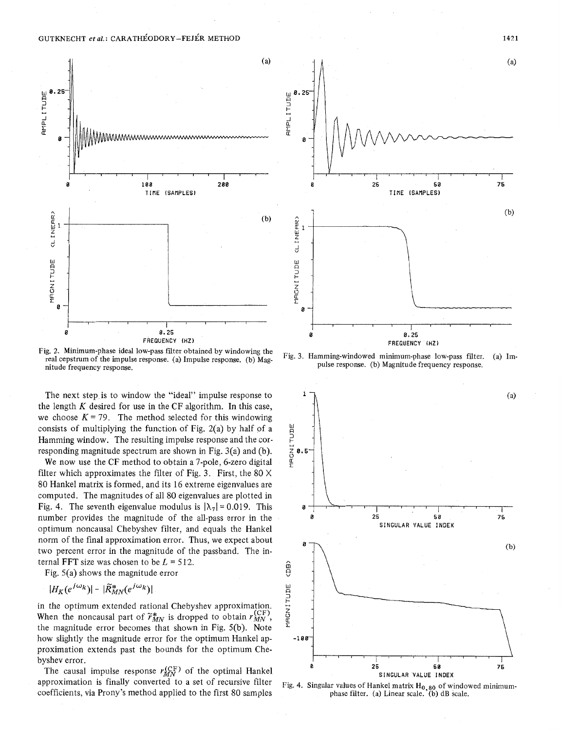Fig. 2. Minimum-phase ideal low-pass filter obtained by windowing the real cepstrum of the impulse response. (a) Impulse response. (b) Magnitude frequency response.

Fig. 3. Hamming-windowed minimum-phase low-pass filter. (a) Impulse response. (b) Magnitude frequency response.

The next step is to window the "ideal" impulse response to the length $K$ desired for use in the CF algorithm. In this case, we choose $K = 79$. The method selected for this windowing consists of multiplying the function of Fig. 2(a) by half of a Hamming window. The resulting impulse response and the corresponding magnitude spectrum are shown in Fig. 3(a) and (b).

We now use the CF method to obtain a 7-pole, 6-zero digital filter which approximates the filter of Fig. 3. First, the $80 \times 80$ Hankel matrix is formed, and its 16 extreme eigenvalues are computed. The magnitudes of all 80 eigenvalues are plotted in Fig. 4. The seventh eigenvalue modulus is $|\lambda_7| = 0.019$. This number provides the magnitude of the all-pass error in the optimum noncausal Chebyshev filter, and equals the Hankel norm of the final approximation error. Thus, we expect about two percent error in the magnitude of the passband. The internal FFT size was chosen to be $L = 512$.

Fig. 5(a) shows the magnitude error

$$|H_K(e^{j\omega_k})| - |\tilde{R}^*_{MN}(e^{j\omega_k})|$$

in the optimum extended rational Chebyshev approximation. When the noncausal part of $\tilde{r}^*_{MN}$ is dropped to obtain $r^{(\mathrm{CF})}_{MN}$, the magnitude error becomes that shown in Fig. 5(b). Note how slightly the magnitude error for the optimum Hankel approximation extends past the bounds for the optimum Chebyshev error.

The causal impulse response $r^{(\mathrm{CF})}_{MN}$ of the optimal Hankel approximation is finally converted to a set of recursive filter coefficients, via Prony's method applied to the first 80 samples

Fig. 4. Singular values of Hankel matrix $\mathbf{H}_{0,80}$ of windowed minimum-phase filter. (a) Linear scale. (b) dB scale.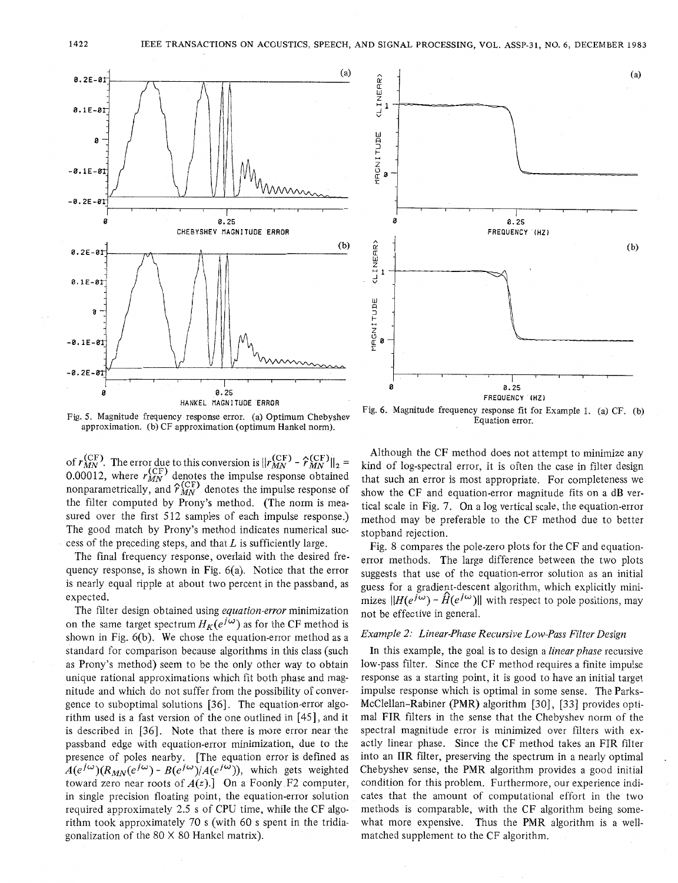Fig. 5. Magnitude frequency response error. (a) Optimum Chebyshev approximation. (b) CF approximation (optimum Hankel norm).

Fig. 6. Magnitude frequency response fit for Example 1. (a) CF. (b) Equation error.

of $r_{MN}^{(CF)}$. The error due to this conversion is $\|r_{MN}^{(CF)} - \hat{r}_{MN}^{(CF)}\|_2 = 0.00012$, where $r_{MN}^{(CF)}$ denotes the impulse response obtained nonparametrically, and $\hat{r}_{MN}^{(CF)}$ denotes the impulse response of the filter computed by Prony's method. (The norm is measured over the first 512 samples of each impulse response.) The good match by Prony's method indicates numerical success of the preceding steps, and that $L$ is sufficiently large.

The final frequency response, overlaid with the desired frequency response, is shown in Fig. 6(a). Notice that the error is nearly equal ripple at about two percent in the passband, as expected.

The filter design obtained using *equation-error* minimization on the same target spectrum $H_K(e^{j\omega})$ as for the CF method is shown in Fig. 6(b). We chose the equation-error method as a standard for comparison because algorithms in this class (such as Prony's method) seem to be the only other way to obtain unique rational approximations which fit both phase and magnitude and which do not suffer from the possibility of convergence to suboptimal solutions [36]. The equation-error algorithm used is a fast version of the one outlined in [45], and it is described in [36]. Note that there is more error near the passband edge with equation-error minimization, due to the presence of poles nearby. [The equation error is defined as $A(e^{j\omega})(R_{MN}(e^{j\omega}) - B(e^{j\omega})/A(e^{j\omega}))$, which gets weighted toward zero near roots of $A(z)$.] On a Foonly F2 computer, in single precision floating point, the equation-error solution required approximately 2.5 s of CPU time, while the CF algorithm took approximately 70 s (with 60 s spent in the tridiagonalization of the 80 × 80 Hankel matrix).

Although the CF method does not attempt to minimize any kind of log-spectral error, it is often the case in filter design that such an error is most appropriate. For completeness we show the CF and equation-error magnitude fits on a dB vertical scale in Fig. 7. On a log vertical scale, the equation-error method may be preferable to the CF method due to better stopband rejection.

Fig. 8 compares the pole-zero plots for the CF and equation-error methods. The large difference between the two plots suggests that use of the equation-error solution as an initial guess for a gradient-descent algorithm, which explicitly minimizes $\|H(e^{j\omega}) - \hat{H}(e^{j\omega})\|$ with respect to pole positions, may not be effective in general.

*Example 2: Linear-Phase Recursive Low-Pass Filter Design*

In this example, the goal is to design a *linear phase* recursive low-pass filter. Since the CF method requires a finite impulse response as a starting point, it is good to have an initial target impulse response which is optimal in some sense. The Parks-McClellan-Rabiner (PMR) algorithm [30], [33] provides optimal FIR filters in the sense that the Chebyshev norm of the spectral magnitude error is minimized over filters with exactly linear phase. Since the CF method takes an FIR filter into an IIR filter, preserving the spectrum in a nearly optimal Chebyshev sense, the PMR algorithm provides a good initial condition for this problem. Furthermore, our experience indicates that the amount of computational effort in the two methods is comparable, with the CF algorithm being somewhat more expensive. Thus the PMR algorithm is a well-matched supplement to the CF algorithm.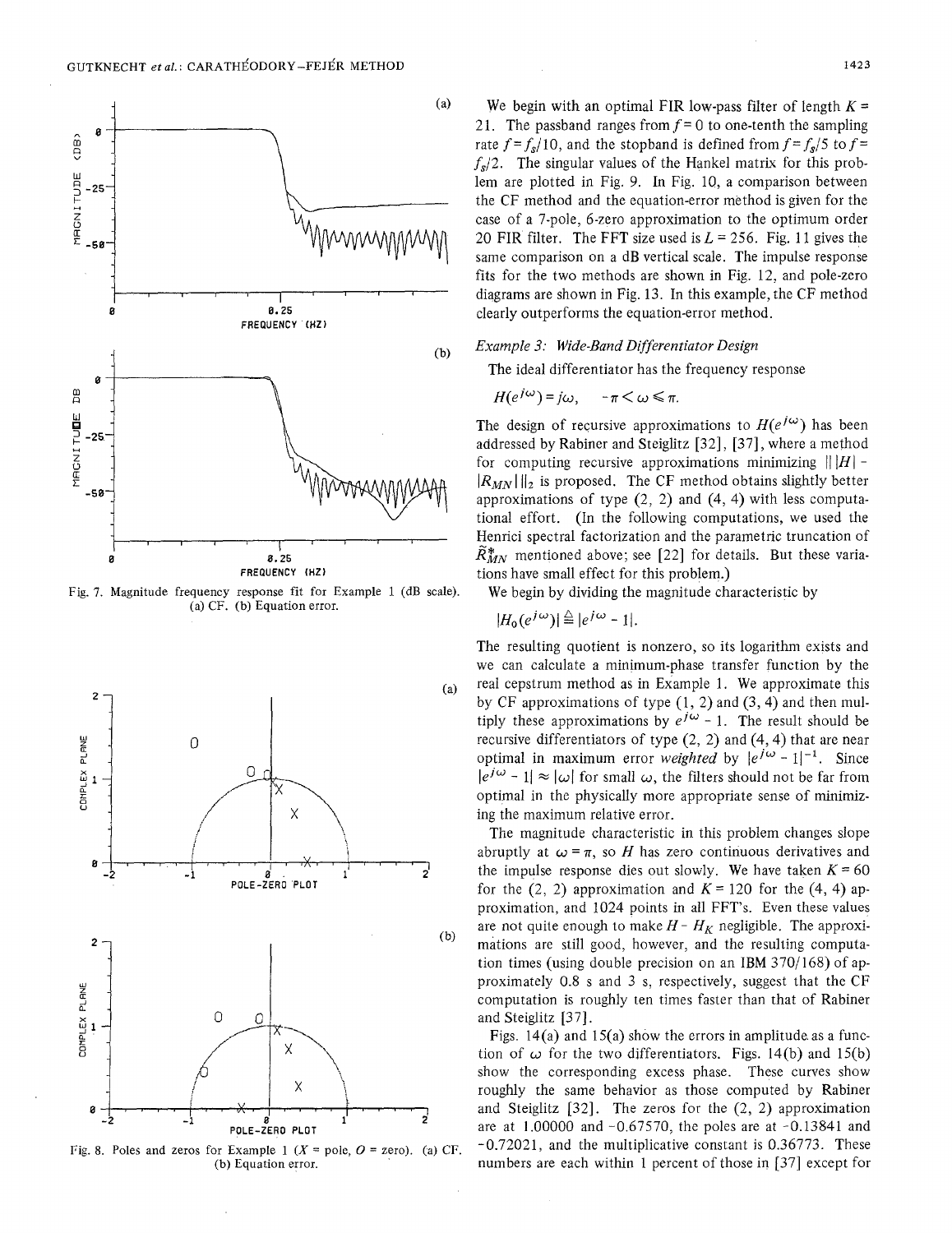Fig. 7. Magnitude frequency response fit for Example 1 (dB scale). (a) CF. (b) Equation error.

Fig. 8. Poles and zeros for Example 1 ($X$ = pole, $O$ = zero). (a) CF. (b) Equation error.

We begin with an optimal FIR low-pass filter of length $K = 21$. The passband ranges from $f = 0$ to one-tenth the sampling rate $f = f_s/10$, and the stopband is defined from $f = f_s/5$ to $f = f_s/2$. The singular values of the Hankel matrix for this problem are plotted in Fig. 9. In Fig. 10, a comparison between the CF method and the equation-error method is given for the case of a 7-pole, 6-zero approximation to the optimum order 20 FIR filter. The FFT size used is $L = 256$. Fig. 11 gives the same comparison on a dB vertical scale. The impulse response fits for the two methods are shown in Fig. 12, and pole-zero diagrams are shown in Fig. 13. In this example, the CF method clearly outperforms the equation-error method.

*Example 3: Wide-Band Differentiator Design*

The ideal differentiator has the frequency response

$$H(e^{j\omega}) = j\omega, \quad -\pi < \omega \leq \pi.$$

The design of recursive approximations to $H(e^{j\omega})$ has been addressed by Rabiner and Steiglitz [32], [37], where a method for computing recursive approximations minimizing $\| |H| - |R_{MN}| \|_2$ is proposed. The CF method obtains slightly better approximations of type (2, 2) and (4, 4) with less computational effort. (In the following computations, we used the Henrici spectral factorization and the parametric truncation of $\tilde{R}^*_{MN}$ mentioned above; see [22] for details. But these variations have small effect for this problem.)

We begin by dividing the magnitude characteristic by

$$|H_0(e^{j\omega})| \triangleq |e^{j\omega} - 1|.$$

The resulting quotient is nonzero, so its logarithm exists and we can calculate a minimum-phase transfer function by the real cepstrum method as in Example 1. We approximate this by CF approximations of type (1, 2) and (3, 4) and then multiply these approximations by $e^{j\omega} - 1$. The result should be recursive differentiators of type (2, 2) and (4, 4) that are near optimal in maximum error *weighted* by $|e^{j\omega} - 1|^{-1}$. Since $|e^{j\omega} - 1| \approx |\omega|$ for small $\omega$, the filters should not be far from optimal in the physically more appropriate sense of minimizing the maximum relative error.

The magnitude characteristic in this problem changes slope abruptly at $\omega = \pi$, so $H$ has zero continuous derivatives and the impulse response dies out slowly. We have taken $K = 60$ for the (2, 2) approximation and $K = 120$ for the (4, 4) approximation, and 1024 points in all FFT's. Even these values are not quite enough to make $H - H_K$ negligible. The approximations are still good, however, and the resulting computation times (using double precision on an IBM 370/168) of approximately 0.8 s and 3 s, respectively, suggest that the CF computation is roughly ten times faster than that of Rabiner and Steiglitz [37].

Figs. 14(a) and 15(a) show the errors in amplitude as a function of $\omega$ for the two differentiators. Figs. 14(b) and 15(b) show the corresponding excess phase. These curves show roughly the same behavior as those computed by Rabiner and Steiglitz [32]. The zeros for the (2, 2) approximation are at 1.00000 and -0.67570, the poles are at -0.13841 and -0.72021, and the multiplicative constant is 0.36773. These numbers are each within 1 percent of those in [37] except for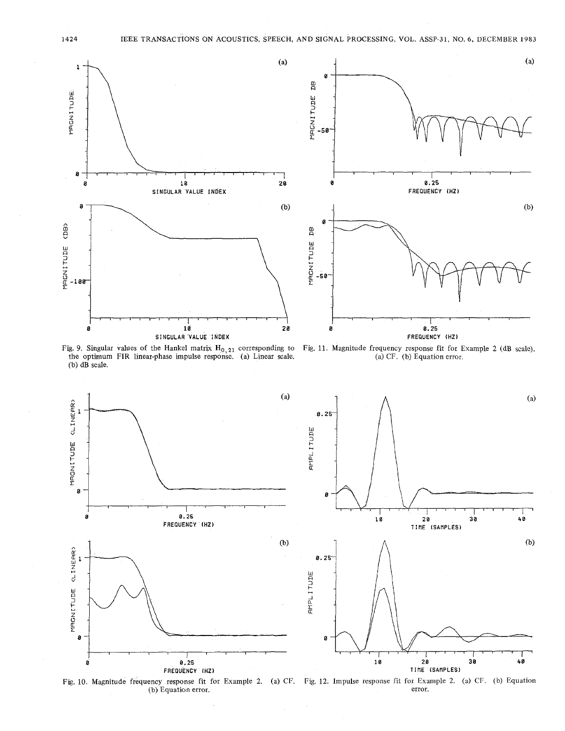Fig. 9. Singular values of the Hankel matrix $H_{0,21}$ corresponding to the optimum FIR linear-phase impulse response. (a) Linear scale. (b) dB scale.

Fig. 11. Magnitude frequency response fit for Example 2 (dB scale). (a) CF. (b) Equation error.

Fig. 10. Magnitude frequency response fit for Example 2. (a) CF. (b) Equation error.

Fig. 12. Impulse response fit for Example 2. (a) CF. (b) Equation error.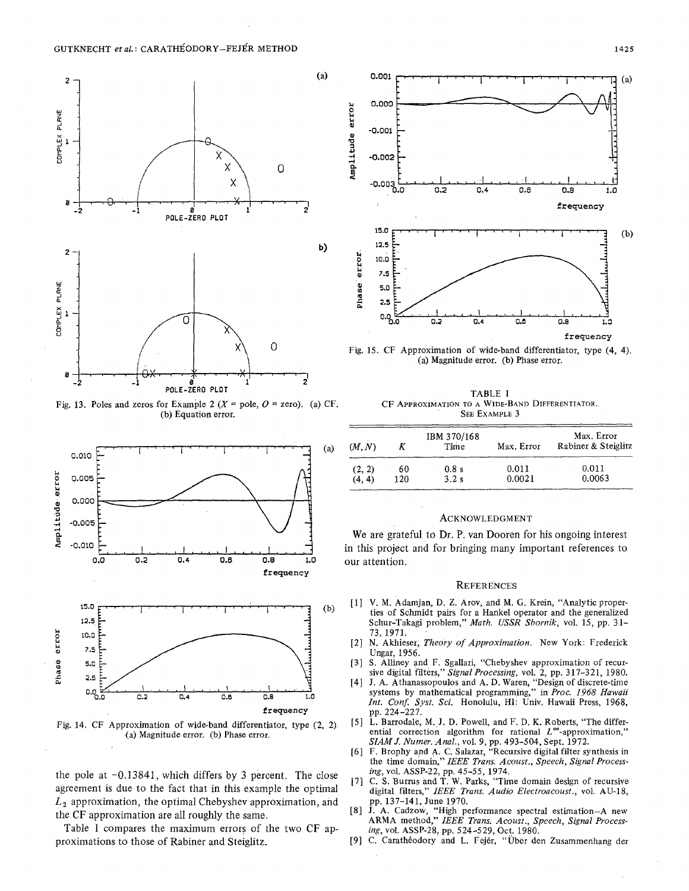Fig. 13. Poles and zeros for Example 2 ($X$ = pole, $O$ = zero). (a) CF. (b) Equation error.

Fig. 14. CF Approximation of wide-band differentiator, type (2, 2). (a) Magnitude error. (b) Phase error.

the pole at −0.13841, which differs by 3 percent. The close agreement is due to the fact that in this example the optimal $L_2$ approximation, the optimal Chebyshev approximation, and the CF approximation are all roughly the same.

Table I compares the maximum errors of the two CF approximations to those of Rabiner and Steiglitz.

Fig. 15. CF Approximation of wide-band differentiator, type (4, 4). (a) Magnitude error. (b) Phase error.

TABLE I
CF APPROXIMATION TO A WIDE-BAND DIFFERENTIATOR. SEE EXAMPLE 3

| $(M,N)$ | $K$ | IBM 370/168 Time | Max. Error | Max. Error Rabiner & Steiglitz |
|---|---|---|---|---|
| (2, 2) | 60 | 0.8 s | 0.011 | 0.011 |
| (4, 4) | 120 | 3.2 s | 0.0021 | 0.0063 |

## ACKNOWLEDGMENT

We are grateful to Dr. P. van Dooren for his ongoing interest in this project and for bringing many important references to our attention.

## REFERENCES

[1] V. M. Adamjan, D. Z. Arov, and M. G. Krein, "Analytic properties of Schmidt pairs for a Hankel operator and the generalized Schur-Takagi problem," *Math. USSR Sbornik*, vol. 15, pp. 31–73, 1971.

[2] N. Akhieser, *Theory of Approximation*. New York: Frederick Ungar, 1956.

[3] S. Alliney and F. Sgallari, "Chebyshev approximation of recursive digital filters," *Signal Processing*, vol. 2, pp. 317–321, 1980.

[4] J. A. Athanassopoulos and A. D. Waren, "Design of discrete-time systems by mathematical programming," in *Proc. 1968 Hawaii Int. Conf. Syst. Sci.* Honolulu, HI: Univ. Hawaii Press, 1968, pp. 224–227.

[5] L. Barrodale, M. J. D. Powell, and F. D. K. Roberts, "The differential correction algorithm for rational $L^{\infty}$-approximation," *SIAM J. Numer. Anal.*, vol. 9, pp. 493–504, Sept. 1972.

[6] F. Brophy and A. C. Salazar, "Recursive digital filter synthesis in the time domain," *IEEE Trans. Acoust., Speech, Signal Processing*, vol. ASSP-22, pp. 45–55, 1974.

[7] C. S. Burrus and T. W. Parks, "Time domain design of recursive digital filters," *IEEE Trans. Audio Electroacoust.*, vol. AU-18, pp. 137–141, June 1970.

[8] J. A. Cadzow, "High performance spectral estimation—A new ARMA method," *IEEE Trans. Acoust., Speech, Signal Processing*, vol. ASSP-28, pp. 524–529, Oct. 1980.

[9] C. Carathéodory and L. Fejér, "Über den Zusammenhang der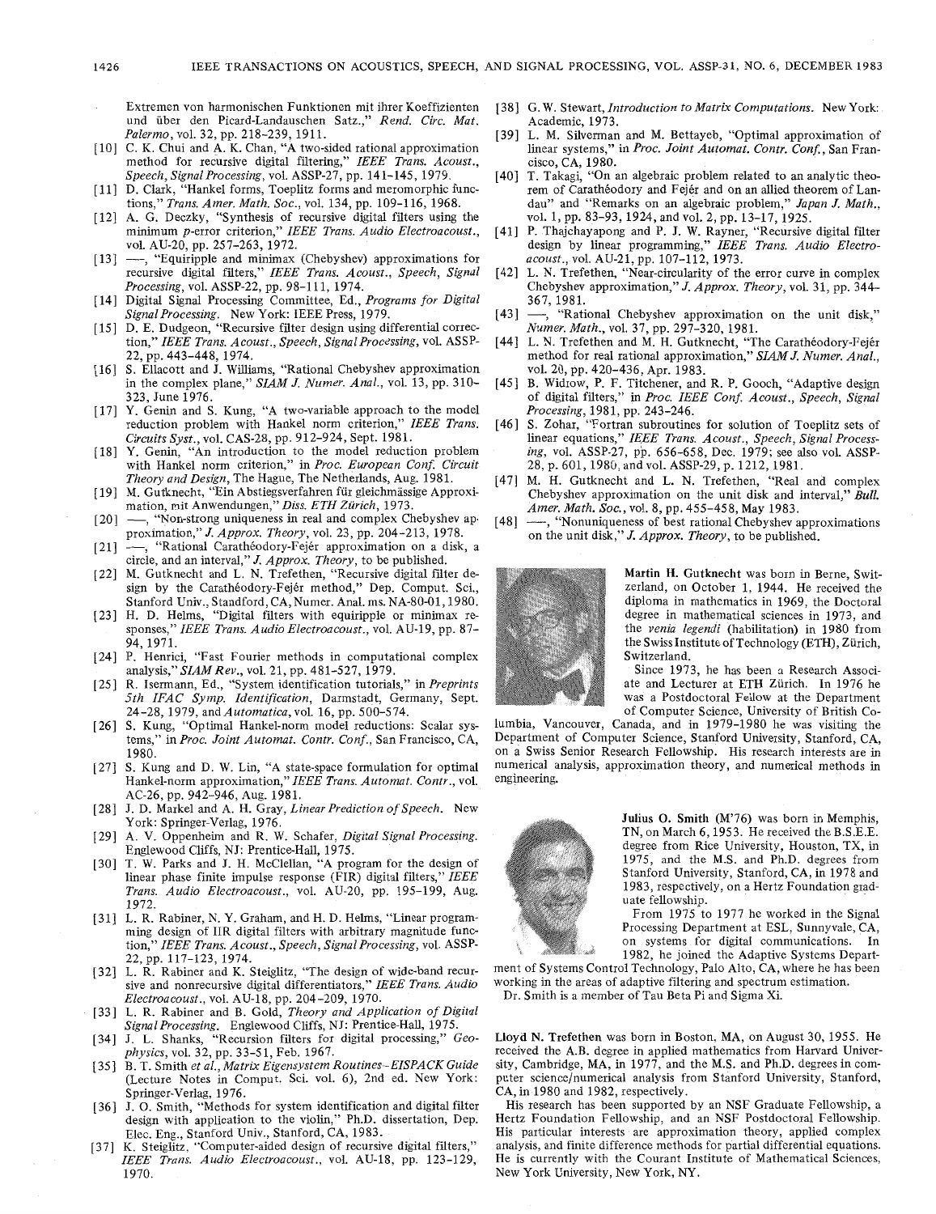Extremen von harmonischen Funktionen mit ihrer Koeffizienten und über den Picard-Landauschen Satz.," *Rend. Circ. Mat. Palermo*, vol. 32, pp. 218–239, 1911.

[10] C. K. Chui and A. K. Chan, "A two-sided rational approximation method for recursive digital filtering," *IEEE Trans. Acoust., Speech, Signal Processing*, vol. ASSP-27, pp. 141–145, 1979.

[11] D. Clark, "Hankel forms, Toeplitz forms and meromorphic functions," *Trans. Amer. Math. Soc.*, vol. 134, pp. 109–116, 1968.

[12] A. G. Deczky, "Synthesis of recursive digital filters using the minimum p-error criterion," *IEEE Trans. Audio Electroacoust.*, vol. AU-20, pp. 257–263, 1972.

[13] —, "Equiripple and minimax (Chebyshev) approximations for recursive digital filters," *IEEE Trans. Acoust., Speech, Signal Processing*, vol. ASSP-22, pp. 98–111, 1974.

[14] Digital Signal Processing Committee, Ed., *Programs for Digital Signal Processing*. New York: IEEE Press, 1979.

[15] D. E. Dudgeon, "Recursive filter design using differential correction," *IEEE Trans. Acoust., Speech, Signal Processing*, vol. ASSP-22, pp. 443–448, 1974.

[16] S. Ellacott and J. Williams, "Rational Chebyshev approximation in the complex plane," *SIAM J. Numer. Anal.*, vol. 13, pp. 310–323, June 1976.

[17] Y. Genin and S. Kung, "A two-variable approach to the model reduction problem with Hankel norm criterion," *IEEE Trans. Circuits Syst.*, vol. CAS-28, pp. 912–924, Sept. 1981.

[18] Y. Genin, "An introduction to the model reduction problem with Hankel norm criterion," in *Proc. European Conf. Circuit Theory and Design*, The Hague, The Netherlands, Aug. 1981.

[19] M. Gutknecht, "Ein Abstiegsverfahren für gleichmässige Approximation, mit Anwendungen," *Diss. ETH Zürich*, 1973.

[20] —, "Non-strong uniqueness in real and complex Chebyshev approximation," *J. Approx. Theory*, vol. 23, pp. 204–213, 1978.

[21] —, "Rational Carathéodory-Fejér approximation on a disk, a circle, and an interval," *J. Approx. Theory*, to be published.

[22] M. Gutknecht and L. N. Trefethen, "Recursive digital filter design by the Carathéodory-Fejér method," Dep. Comput. Sci., Stanford Univ., Standford, CA, Numer. Anal. ms. NA-80-01, 1980.

[23] H. D. Helms, "Digital filters with equiripple or minimax responses," *IEEE Trans. Audio Electroacoust.*, vol. AU-19, pp. 87–94, 1971.

[24] P. Henrici, "Fast Fourier methods in computational complex analysis," *SIAM Rev.*, vol. 21, pp. 481–527, 1979.

[25] R. Isermann, Ed., "System identification tutorials," in *Preprints 5th IFAC Symp. Identification*, Darmstadt, Germany, Sept. 24–28, 1979, and *Automatica*, vol. 16, pp. 500–574.

[26] S. Kung, "Optimal Hankel-norm model reductions: Scalar systems," in *Proc. Joint Automat. Contr. Conf.*, San Francisco, CA, 1980.

[27] S. Kung and D. W. Lin, "A state-space formulation for optimal Hankel-norm approximation," *IEEE Trans. Automat. Contr.*, vol. AC-26, pp. 942–946, Aug. 1981.

[28] J. D. Markel and A. H. Gray, *Linear Prediction of Speech*. New York: Springer-Verlag, 1976.

[29] A. V. Oppenheim and R. W. Schafer, *Digital Signal Processing*. Englewood Cliffs, NJ: Prentice-Hall, 1975.

[30] T. W. Parks and J. H. McClellan, "A program for the design of linear phase finite impulse response (FIR) digital filters," *IEEE Trans. Audio Electroacoust.*, vol. AU-20, pp. 195–199, Aug. 1972.

[31] L. R. Rabiner, N. Y. Graham, and H. D. Helms, "Linear programming design of IIR digital filters with arbitrary magnitude function," *IEEE Trans. Acoust., Speech, Signal Processing*, vol. ASSP-22, pp. 117–123, 1974.

[32] L. R. Rabiner and K. Steiglitz, "The design of wide-band recursive and nonrecursive digital differentiators," *IEEE Trans. Audio Electroacoust.*, vol. AU-18, pp. 204–209, 1970.

[33] L. R. Rabiner and B. Gold, *Theory and Application of Digital Signal Processing*. Englewood Cliffs, NJ: Prentice-Hall, 1975.

[34] J. L. Shanks, "Recursion filters for digital processing," *Geophysics*, vol. 32, pp. 33–51, Feb. 1967.

[35] B. T. Smith *et al.*, *Matrix Eigensystem Routines–EISPACK Guide* (Lecture Notes in Comput. Sci. vol. 6), 2nd ed. New York: Springer-Verlag, 1976.

[36] J. O. Smith, "Methods for system identification and digital filter design with application to the violin," Ph.D. dissertation, Dep. Elec. Eng., Stanford Univ., Stanford, CA, 1983.

[37] K. Steiglitz, "Computer-aided design of recursive digital filters," *IEEE Trans. Audio Electroacoust.*, vol. AU-18, pp. 123–129, 1970.

[38] G. W. Stewart, *Introduction to Matrix Computations*. New York: Academic, 1973.

[39] L. M. Silverman and M. Bettayeb, "Optimal approximation of linear systems," in *Proc. Joint Automat. Contr. Conf.*, San Francisco, CA, 1980.

[40] T. Takagi, "On an algebraic problem related to an analytic theorem of Carathéodory and Fejér and on an allied theorem of Landau" and "Remarks on an algebraic problem," *Japan J. Math.*, vol. 1, pp. 83–93, 1924, and vol. 2, pp. 13–17, 1925.

[41] P. Thajchayapong and P. J. W. Rayner, "Recursive digital filter design by linear programming," *IEEE Trans. Audio Electroacoust.*, vol. AU-21, pp. 107–112, 1973.

[42] L. N. Trefethen, "Near-circularity of the error curve in complex Chebyshev approximation," *J. Approx. Theory*, vol. 31, pp. 344–367, 1981.

[43] —, "Rational Chebyshev approximation on the unit disk," *Numer. Math.*, vol. 37, pp. 297–320, 1981.

[44] L. N. Trefethen and M. H. Gutknecht, "The Carathéodory-Fejér method for real rational approximation," *SIAM J. Numer. Anal.*, vol. 20, pp. 420–436, Apr. 1983.

[45] B. Widrow, P. F. Titchener, and R. P. Gooch, "Adaptive design of digital filters," in *Proc. IEEE Conf. Acoust., Speech, Signal Processing*, 1981, pp. 243–246.

[46] S. Zohar, "Fortran subroutines for solution of Toeplitz sets of linear equations," *IEEE Trans. Acoust., Speech, Signal Processing*, vol. ASSP-27, pp. 656–658, Dec. 1979; see also vol. ASSP-28, p. 601, 1980, and vol. ASSP-29, p. 1212, 1981.

[47] M. H. Gutknecht and L. N. Trefethen, "Real and complex Chebyshev approximation on the unit disk and interval," *Bull. Amer. Math. Soc.*, vol. 8, pp. 455–458, May 1983.

[48] —, "Nonuniqueness of best rational Chebyshev approximations on the unit disk," *J. Approx. Theory*, to be published.

**Martin H. Gutknecht** was born in Berne, Switzerland, on October 1, 1944. He received the diploma in mathematics in 1969, the Doctoral degree in mathematical sciences in 1973, and the *venia legendi* (habilitation) in 1980 from the Swiss Institute of Technology (ETH), Zürich, Switzerland.

Since 1973, he has been a Research Associate and Lecturer at ETH Zürich. In 1976 he was a Postdoctoral Fellow at the Department of Computer Science, University of British Columbia, Vancouver, Canada, and in 1979–1980 he was visiting the Department of Computer Science, Stanford University, Stanford, CA, on a Swiss Senior Research Fellowship. His research interests are in numerical analysis, approximation theory, and numerical methods in engineering.

**Julius O. Smith** (M'76) was born in Memphis, TN, on March 6, 1953. He received the B.S.E.E. degree from Rice University, Houston, TX, in 1975, and the M.S. and Ph.D. degrees from Stanford University, Stanford, CA, in 1978 and 1983, respectively, on a Hertz Foundation graduate fellowship.

From 1975 to 1977 he worked in the Signal Processing Department at ESL, Sunnyvale, CA, on systems for digital communications. In 1982, he joined the Adaptive Systems Department of Systems Control Technology, Palo Alto, CA, where he has been working in the areas of adaptive filtering and spectrum estimation.

Dr. Smith is a member of Tau Beta Pi and Sigma Xi.

**Lloyd N. Trefethen** was born in Boston, MA, on August 30, 1955. He received the A.B. degree in applied mathematics from Harvard University, Cambridge, MA, in 1977, and the M.S. and Ph.D. degrees in computer science/numerical analysis from Stanford University, Stanford, CA, in 1980 and 1982, respectively.

His research has been supported by an NSF Graduate Fellowship, a Hertz Foundation Fellowship, and an NSF Postdoctoral Fellowship. His particular interests are approximation theory, applied complex analysis, and finite difference methods for partial differential equations. He is currently with the Courant Institute of Mathematical Sciences, New York University, New York, NY.